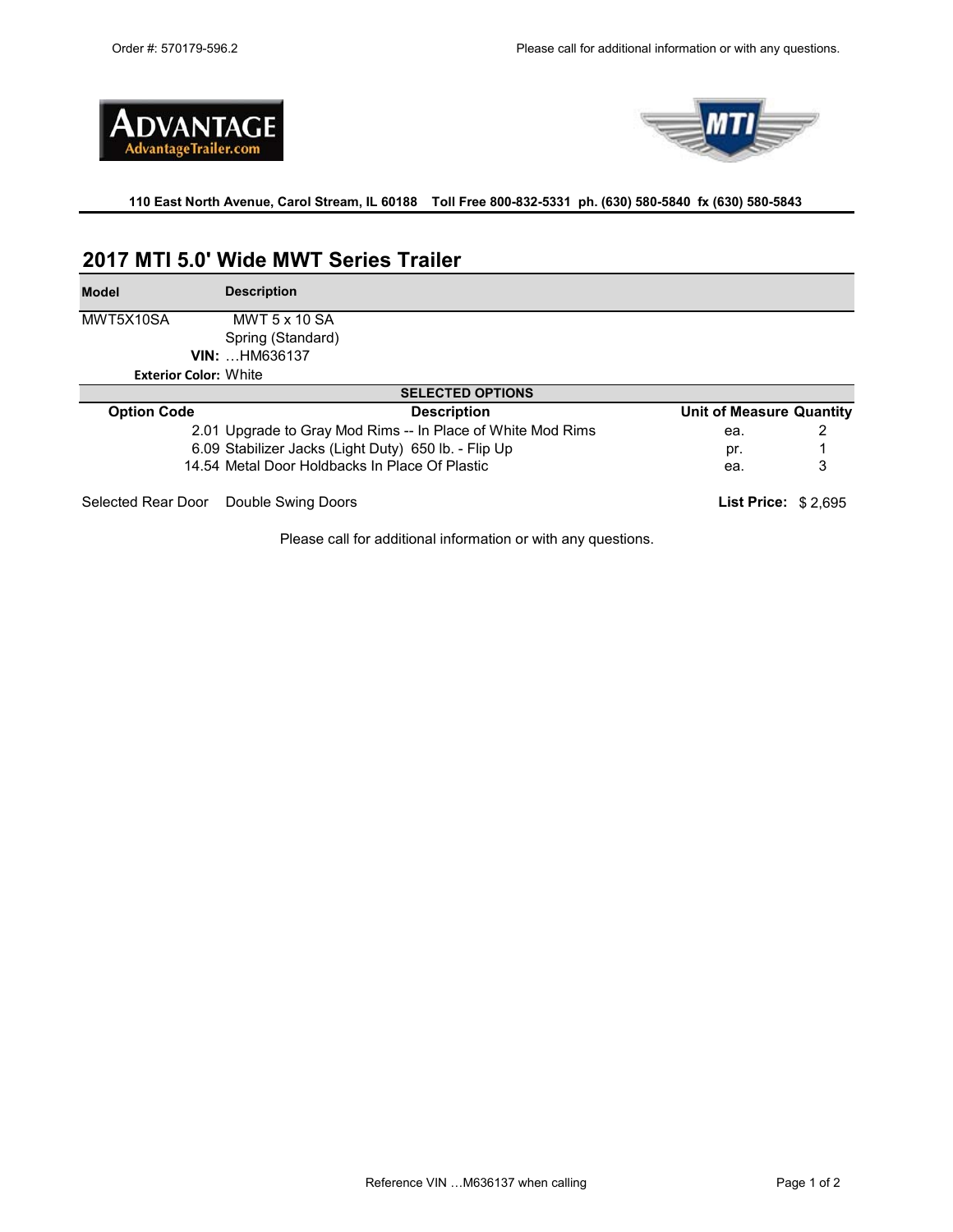Order #: 570179-596.2

Please call for additional information or with any questions.

ADVANTAGE
AdvantageTrailer.com

MTI

**110 East North Avenue, Carol Stream, IL 60188 Toll Free 800-832-5331 ph. (630) 580-5840 fx (630) 580-5843**

## 2017 MTI 5.0' Wide MWT Series Trailer

| Model | Description |
|---|---|
| MWT5X10SA | MWT 5 x 10 SA |
| | Spring (Standard) |
| **VIN:** | …HM636137 |
| **Exterior Color:** | White |

**SELECTED OPTIONS**

| Option Code | Description | Unit of Measure | Quantity |
|---|---|---|---|
| 2.01 | Upgrade to Gray Mod Rims -- In Place of White Mod Rims | ea. | 2 |
| 6.09 | Stabilizer Jacks (Light Duty) 650 lb. - Flip Up | pr. | 1 |
| 14.54 | Metal Door Holdbacks In Place Of Plastic | ea. | 3 |

Selected Rear Door: Double Swing Doors

**List Price:** $ 2,695

Please call for additional information or with any questions.

Reference VIN …M636137 when calling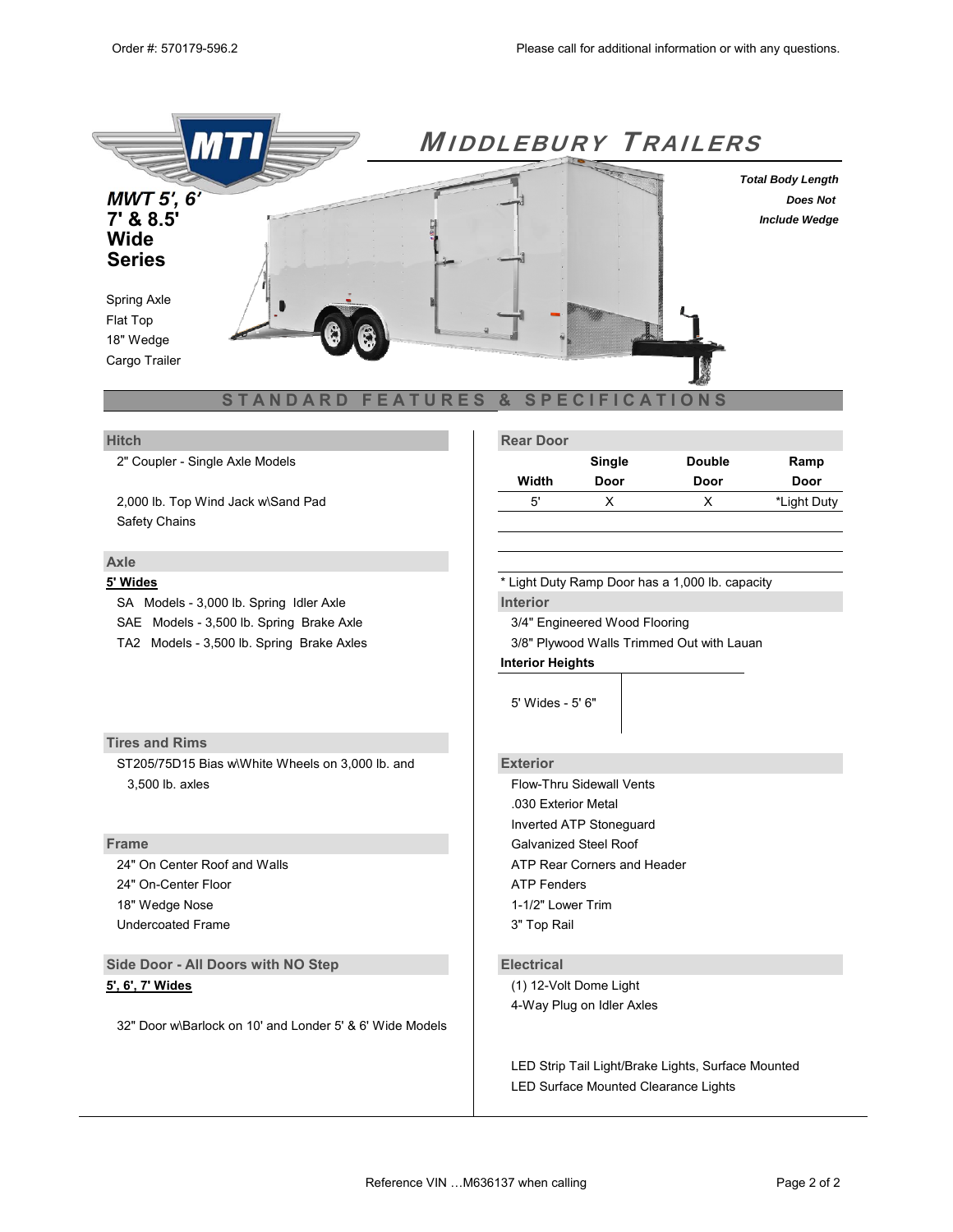Order #: 570179-596.2

Please call for additional information or with any questions.

# MIDDLEBURY TRAILERS

***Total Body Length Does Not Include Wedge***

## MWT 5', 6' 7' & 8.5' Wide Series

Spring Axle
Flat Top
18" Wedge
Cargo Trailer

## STANDARD FEATURES & SPECIFICATIONS

### Hitch

2" Coupler - Single Axle Models

2,000 lb. Top Wind Jack w\Sand Pad
Safety Chains

### Axle

**5' Wides**

SA Models - 3,000 lb. Spring Idler Axle
SAE Models - 3,500 lb. Spring Brake Axle
TA2 Models - 3,500 lb. Spring Brake Axles

### Tires and Rims

ST205/75D15 Bias w\White Wheels on 3,000 lb. and 3,500 lb. axles

### Frame

24" On Center Roof and Walls
24" On-Center Floor
18" Wedge Nose
Undercoated Frame

### Side Door - All Doors with NO Step

**5', 6', 7' Wides**

32" Door w\Barlock on 10' and Londer 5' & 6' Wide Models

### Rear Door

| Width | Single Door | Double Door | Ramp Door |
|---|---|---|---|
| 5' | X | X | *Light Duty |

\* Light Duty Ramp Door has a 1,000 lb. capacity

### Interior

3/4" Engineered Wood Flooring
3/8" Plywood Walls Trimmed Out with Lauan

**Interior Heights**

5' Wides - 5' 6"

### Exterior

Flow-Thru Sidewall Vents
.030 Exterior Metal
Inverted ATP Stoneguard
Galvanized Steel Roof
ATP Rear Corners and Header
ATP Fenders
1-1/2" Lower Trim
3" Top Rail

### Electrical

(1) 12-Volt Dome Light
4-Way Plug on Idler Axles

LED Strip Tail Light/Brake Lights, Surface Mounted
LED Surface Mounted Clearance Lights

Reference VIN …M636137 when calling